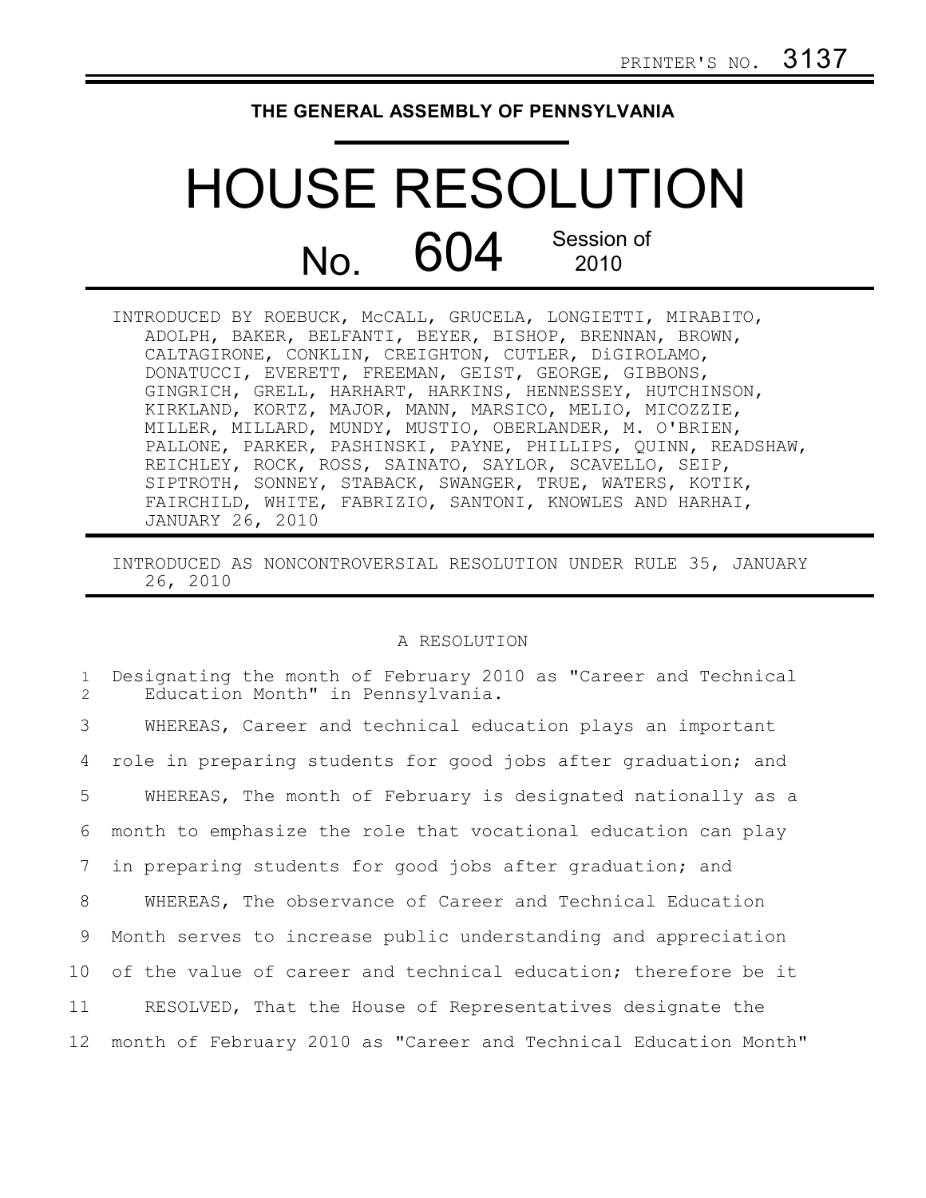PRINTER'S NO. 3137

**THE GENERAL ASSEMBLY OF PENNSYLVANIA**

# HOUSE RESOLUTION

## No. 604 Session of 2010

INTRODUCED BY ROEBUCK, McCALL, GRUCELA, LONGIETTI, MIRABITO, ADOLPH, BAKER, BELFANTI, BEYER, BISHOP, BRENNAN, BROWN, CALTAGIRONE, CONKLIN, CREIGHTON, CUTLER, DiGIROLAMO, DONATUCCI, EVERETT, FREEMAN, GEIST, GEORGE, GIBBONS, GINGRICH, GRELL, HARHART, HARKINS, HENNESSEY, HUTCHINSON, KIRKLAND, KORTZ, MAJOR, MANN, MARSICO, MELIO, MICOZZIE, MILLER, MILLARD, MUNDY, MUSTIO, OBERLANDER, M. O'BRIEN, PALLONE, PARKER, PASHINSKI, PAYNE, PHILLIPS, QUINN, READSHAW, REICHLEY, ROCK, ROSS, SAINATO, SAYLOR, SCAVELLO, SEIP, SIPTROTH, SONNEY, STABACK, SWANGER, TRUE, WATERS, KOTIK, FAIRCHILD, WHITE, FABRIZIO, SANTONI, KNOWLES AND HARHAI, JANUARY 26, 2010

INTRODUCED AS NONCONTROVERSIAL RESOLUTION UNDER RULE 35, JANUARY 26, 2010

A RESOLUTION

1 Designating the month of February 2010 as "Career and Technical
2 Education Month" in Pennsylvania.

3 WHEREAS, Career and technical education plays an important
4 role in preparing students for good jobs after graduation; and
5 WHEREAS, The month of February is designated nationally as a
6 month to emphasize the role that vocational education can play
7 in preparing students for good jobs after graduation; and
8 WHEREAS, The observance of Career and Technical Education
9 Month serves to increase public understanding and appreciation
10 of the value of career and technical education; therefore be it
11 RESOLVED, That the House of Representatives designate the
12 month of February 2010 as "Career and Technical Education Month"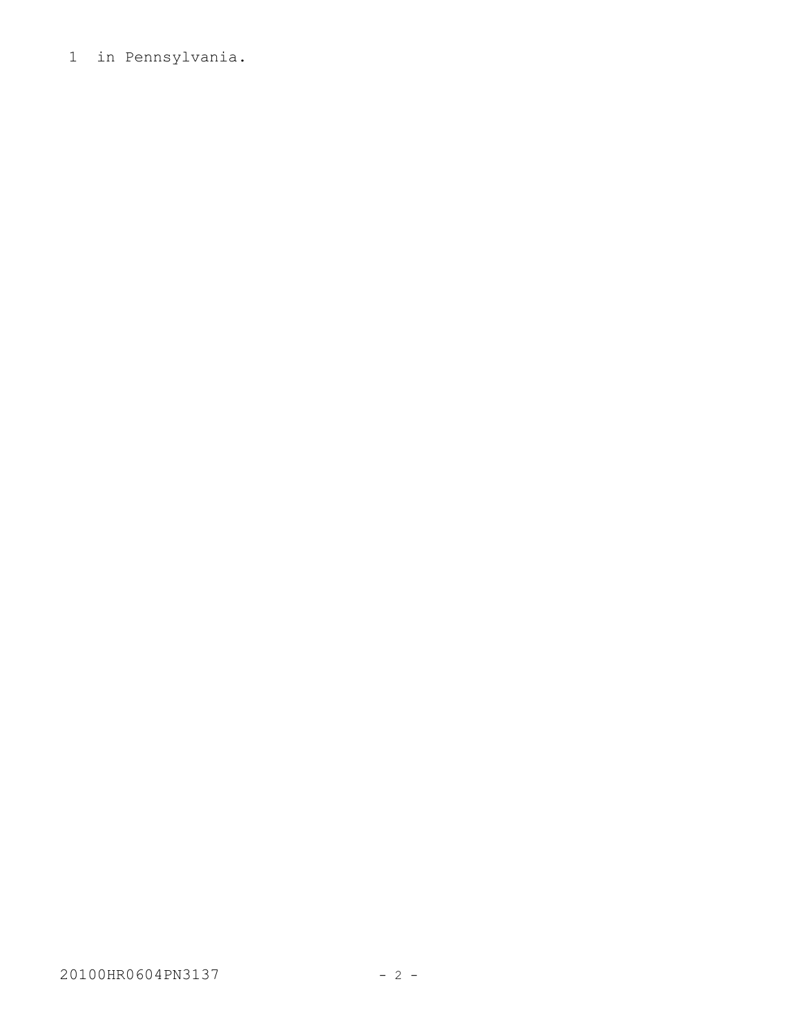in Pennsylvania.